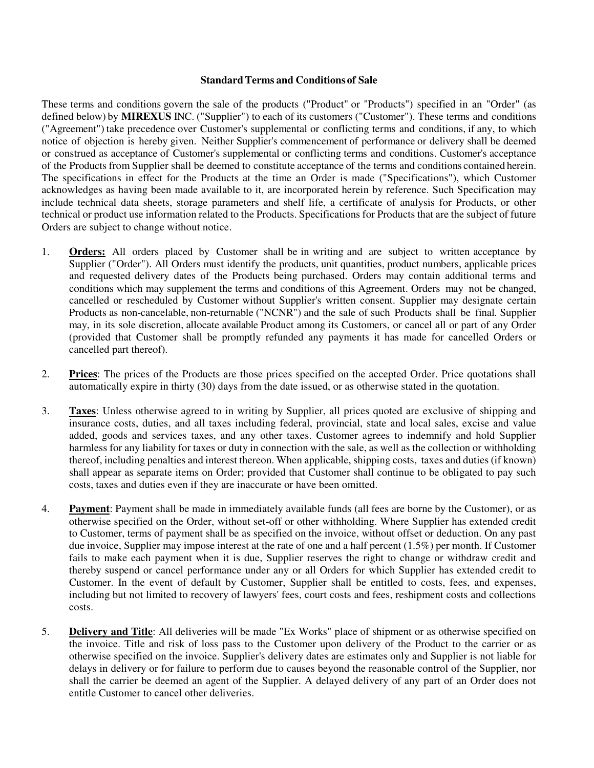**Standard Terms and Conditions of Sale**

These terms and conditions govern the sale of the products ("Product" or "Products") specified in an "Order" (as defined below) by **MIREXUS** INC. ("Supplier") to each of its customers ("Customer"). These terms and conditions ("Agreement") take precedence over Customer's supplemental or conflicting terms and conditions, if any, to which notice of objection is hereby given. Neither Supplier's commencement of performance or delivery shall be deemed or construed as acceptance of Customer's supplemental or conflicting terms and conditions. Customer's acceptance of the Products from Supplier shall be deemed to constitute acceptance of the terms and conditions contained herein. The specifications in effect for the Products at the time an Order is made ("Specifications"), which Customer acknowledges as having been made available to it, are incorporated herein by reference. Such Specification may include technical data sheets, storage parameters and shelf life, a certificate of analysis for Products, or other technical or product use information related to the Products. Specifications for Products that are the subject of future Orders are subject to change without notice.

1. **Orders:** All orders placed by Customer shall be in writing and are subject to written acceptance by Supplier ("Order"). All Orders must identify the products, unit quantities, product numbers, applicable prices and requested delivery dates of the Products being purchased. Orders may contain additional terms and conditions which may supplement the terms and conditions of this Agreement. Orders may not be changed, cancelled or rescheduled by Customer without Supplier's written consent. Supplier may designate certain Products as non-cancelable, non-returnable ("NCNR") and the sale of such Products shall be final. Supplier may, in its sole discretion, allocate available Product among its Customers, or cancel all or part of any Order (provided that Customer shall be promptly refunded any payments it has made for cancelled Orders or cancelled part thereof).

2. **Prices**: The prices of the Products are those prices specified on the accepted Order. Price quotations shall automatically expire in thirty (30) days from the date issued, or as otherwise stated in the quotation.

3. **Taxes**: Unless otherwise agreed to in writing by Supplier, all prices quoted are exclusive of shipping and insurance costs, duties, and all taxes including federal, provincial, state and local sales, excise and value added, goods and services taxes, and any other taxes. Customer agrees to indemnify and hold Supplier harmless for any liability for taxes or duty in connection with the sale, as well as the collection or withholding thereof, including penalties and interest thereon. When applicable, shipping costs, taxes and duties (if known) shall appear as separate items on Order; provided that Customer shall continue to be obligated to pay such costs, taxes and duties even if they are inaccurate or have been omitted.

4. **Payment**: Payment shall be made in immediately available funds (all fees are borne by the Customer), or as otherwise specified on the Order, without set-off or other withholding. Where Supplier has extended credit to Customer, terms of payment shall be as specified on the invoice, without offset or deduction. On any past due invoice, Supplier may impose interest at the rate of one and a half percent (1.5%) per month. If Customer fails to make each payment when it is due, Supplier reserves the right to change or withdraw credit and thereby suspend or cancel performance under any or all Orders for which Supplier has extended credit to Customer. In the event of default by Customer, Supplier shall be entitled to costs, fees, and expenses, including but not limited to recovery of lawyers' fees, court costs and fees, reshipment costs and collections costs.

5. **Delivery and Title**: All deliveries will be made "Ex Works" place of shipment or as otherwise specified on the invoice. Title and risk of loss pass to the Customer upon delivery of the Product to the carrier or as otherwise specified on the invoice. Supplier's delivery dates are estimates only and Supplier is not liable for delays in delivery or for failure to perform due to causes beyond the reasonable control of the Supplier, nor shall the carrier be deemed an agent of the Supplier. A delayed delivery of any part of an Order does not entitle Customer to cancel other deliveries.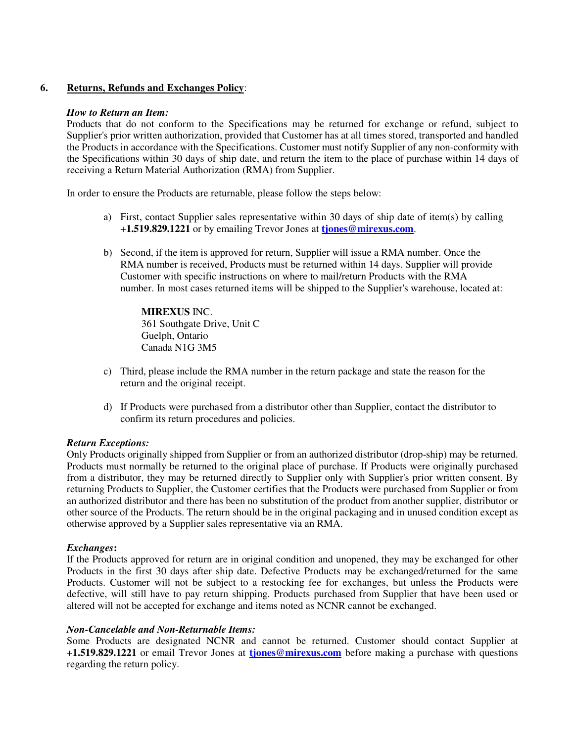## 6. <u>Returns, Refunds and Exchanges Policy</u>:

***How to Return an Item:***

Products that do not conform to the Specifications may be returned for exchange or refund, subject to Supplier's prior written authorization, provided that Customer has at all times stored, transported and handled the Products in accordance with the Specifications. Customer must notify Supplier of any non-conformity with the Specifications within 30 days of ship date, and return the item to the place of purchase within 14 days of receiving a Return Material Authorization (RMA) from Supplier.

In order to ensure the Products are returnable, please follow the steps below:

a) First, contact Supplier sales representative within 30 days of ship date of item(s) by calling **+1.519.829.1221** or by emailing Trevor Jones at **tjones@mirexus.com**.

b) Second, if the item is approved for return, Supplier will issue a RMA number. Once the RMA number is received, Products must be returned within 14 days. Supplier will provide Customer with specific instructions on where to mail/return Products with the RMA number. In most cases returned items will be shipped to the Supplier's warehouse, located at:

   **MIREXUS** INC.
   361 Southgate Drive, Unit C
   Guelph, Ontario
   Canada N1G 3M5

c) Third, please include the RMA number in the return package and state the reason for the return and the original receipt.

d) If Products were purchased from a distributor other than Supplier, contact the distributor to confirm its return procedures and policies.

***Return Exceptions:***

Only Products originally shipped from Supplier or from an authorized distributor (drop-ship) may be returned. Products must normally be returned to the original place of purchase. If Products were originally purchased from a distributor, they may be returned directly to Supplier only with Supplier's prior written consent. By returning Products to Supplier, the Customer certifies that the Products were purchased from Supplier or from an authorized distributor and there has been no substitution of the product from another supplier, distributor or other source of the Products. The return should be in the original packaging and in unused condition except as otherwise approved by a Supplier sales representative via an RMA.

***Exchanges*:**

If the Products approved for return are in original condition and unopened, they may be exchanged for other Products in the first 30 days after ship date. Defective Products may be exchanged/returned for the same Products. Customer will not be subject to a restocking fee for exchanges, but unless the Products were defective, will still have to pay return shipping. Products purchased from Supplier that have been used or altered will not be accepted for exchange and items noted as NCNR cannot be exchanged.

***Non-Cancelable and Non-Returnable Items:***

Some Products are designated NCNR and cannot be returned. Customer should contact Supplier at **+1.519.829.1221** or email Trevor Jones at **tjones@mirexus.com** before making a purchase with questions regarding the return policy.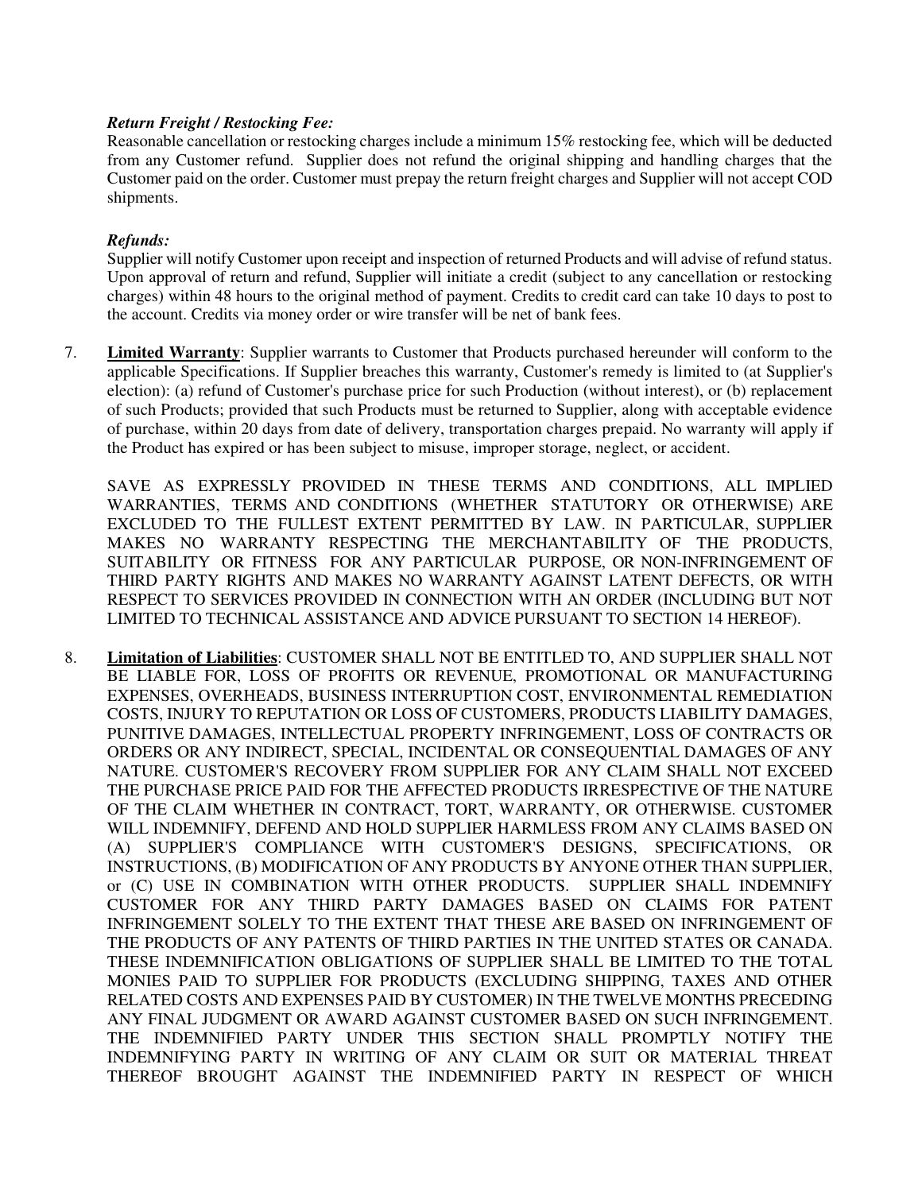***Return Freight / Restocking Fee:***
Reasonable cancellation or restocking charges include a minimum 15% restocking fee, which will be deducted from any Customer refund. Supplier does not refund the original shipping and handling charges that the Customer paid on the order. Customer must prepay the return freight charges and Supplier will not accept COD shipments.

***Refunds:***
Supplier will notify Customer upon receipt and inspection of returned Products and will advise of refund status. Upon approval of return and refund, Supplier will initiate a credit (subject to any cancellation or restocking charges) within 48 hours to the original method of payment. Credits to credit card can take 10 days to post to the account. Credits via money order or wire transfer will be net of bank fees.

7. **<u>Limited Warranty</u>**: Supplier warrants to Customer that Products purchased hereunder will conform to the applicable Specifications. If Supplier breaches this warranty, Customer's remedy is limited to (at Supplier's election): (a) refund of Customer's purchase price for such Production (without interest), or (b) replacement of such Products; provided that such Products must be returned to Supplier, along with acceptable evidence of purchase, within 20 days from date of delivery, transportation charges prepaid. No warranty will apply if the Product has expired or has been subject to misuse, improper storage, neglect, or accident.

   SAVE AS EXPRESSLY PROVIDED IN THESE TERMS AND CONDITIONS, ALL IMPLIED WARRANTIES, TERMS AND CONDITIONS (WHETHER STATUTORY OR OTHERWISE) ARE EXCLUDED TO THE FULLEST EXTENT PERMITTED BY LAW. IN PARTICULAR, SUPPLIER MAKES NO WARRANTY RESPECTING THE MERCHANTABILITY OF THE PRODUCTS, SUITABILITY OR FITNESS FOR ANY PARTICULAR PURPOSE, OR NON-INFRINGEMENT OF THIRD PARTY RIGHTS AND MAKES NO WARRANTY AGAINST LATENT DEFECTS, OR WITH RESPECT TO SERVICES PROVIDED IN CONNECTION WITH AN ORDER (INCLUDING BUT NOT LIMITED TO TECHNICAL ASSISTANCE AND ADVICE PURSUANT TO SECTION 14 HEREOF).

8. **<u>Limitation of Liabilities</u>**: CUSTOMER SHALL NOT BE ENTITLED TO, AND SUPPLIER SHALL NOT BE LIABLE FOR, LOSS OF PROFITS OR REVENUE, PROMOTIONAL OR MANUFACTURING EXPENSES, OVERHEADS, BUSINESS INTERRUPTION COST, ENVIRONMENTAL REMEDIATION COSTS, INJURY TO REPUTATION OR LOSS OF CUSTOMERS, PRODUCTS LIABILITY DAMAGES, PUNITIVE DAMAGES, INTELLECTUAL PROPERTY INFRINGEMENT, LOSS OF CONTRACTS OR ORDERS OR ANY INDIRECT, SPECIAL, INCIDENTAL OR CONSEQUENTIAL DAMAGES OF ANY NATURE. CUSTOMER'S RECOVERY FROM SUPPLIER FOR ANY CLAIM SHALL NOT EXCEED THE PURCHASE PRICE PAID FOR THE AFFECTED PRODUCTS IRRESPECTIVE OF THE NATURE OF THE CLAIM WHETHER IN CONTRACT, TORT, WARRANTY, OR OTHERWISE. CUSTOMER WILL INDEMNIFY, DEFEND AND HOLD SUPPLIER HARMLESS FROM ANY CLAIMS BASED ON (A) SUPPLIER'S COMPLIANCE WITH CUSTOMER'S DESIGNS, SPECIFICATIONS, OR INSTRUCTIONS, (B) MODIFICATION OF ANY PRODUCTS BY ANYONE OTHER THAN SUPPLIER, or (C) USE IN COMBINATION WITH OTHER PRODUCTS. SUPPLIER SHALL INDEMNIFY CUSTOMER FOR ANY THIRD PARTY DAMAGES BASED ON CLAIMS FOR PATENT INFRINGEMENT SOLELY TO THE EXTENT THAT THESE ARE BASED ON INFRINGEMENT OF THE PRODUCTS OF ANY PATENTS OF THIRD PARTIES IN THE UNITED STATES OR CANADA. THESE INDEMNIFICATION OBLIGATIONS OF SUPPLIER SHALL BE LIMITED TO THE TOTAL MONIES PAID TO SUPPLIER FOR PRODUCTS (EXCLUDING SHIPPING, TAXES AND OTHER RELATED COSTS AND EXPENSES PAID BY CUSTOMER) IN THE TWELVE MONTHS PRECEDING ANY FINAL JUDGMENT OR AWARD AGAINST CUSTOMER BASED ON SUCH INFRINGEMENT. THE INDEMNIFIED PARTY UNDER THIS SECTION SHALL PROMPTLY NOTIFY THE INDEMNIFYING PARTY IN WRITING OF ANY CLAIM OR SUIT OR MATERIAL THREAT THEREOF BROUGHT AGAINST THE INDEMNIFIED PARTY IN RESPECT OF WHICH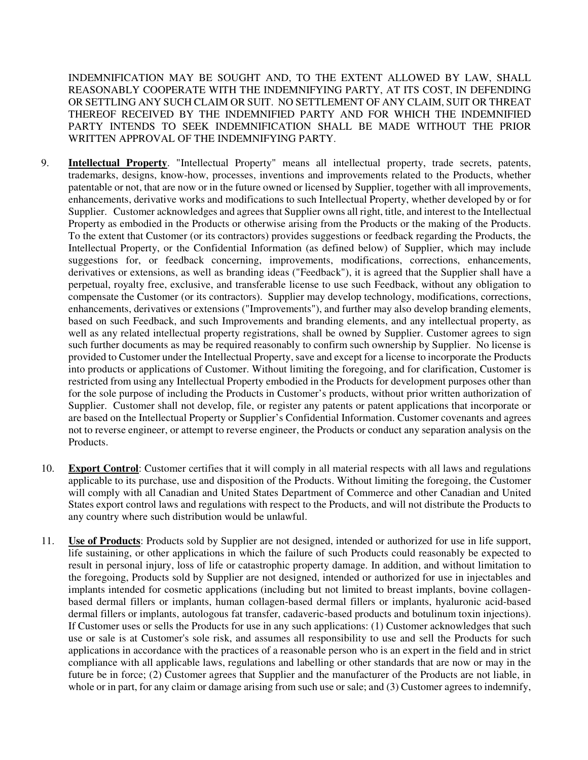INDEMNIFICATION MAY BE SOUGHT AND, TO THE EXTENT ALLOWED BY LAW, SHALL REASONABLY COOPERATE WITH THE INDEMNIFYING PARTY, AT ITS COST, IN DEFENDING OR SETTLING ANY SUCH CLAIM OR SUIT. NO SETTLEMENT OF ANY CLAIM, SUIT OR THREAT THEREOF RECEIVED BY THE INDEMNIFIED PARTY AND FOR WHICH THE INDEMNIFIED PARTY INTENDS TO SEEK INDEMNIFICATION SHALL BE MADE WITHOUT THE PRIOR WRITTEN APPROVAL OF THE INDEMNIFYING PARTY.

9. **Intellectual Property**. "Intellectual Property" means all intellectual property, trade secrets, patents, trademarks, designs, know-how, processes, inventions and improvements related to the Products, whether patentable or not, that are now or in the future owned or licensed by Supplier, together with all improvements, enhancements, derivative works and modifications to such Intellectual Property, whether developed by or for Supplier. Customer acknowledges and agrees that Supplier owns all right, title, and interest to the Intellectual Property as embodied in the Products or otherwise arising from the Products or the making of the Products. To the extent that Customer (or its contractors) provides suggestions or feedback regarding the Products, the Intellectual Property, or the Confidential Information (as defined below) of Supplier, which may include suggestions for, or feedback concerning, improvements, modifications, corrections, enhancements, derivatives or extensions, as well as branding ideas ("Feedback"), it is agreed that the Supplier shall have a perpetual, royalty free, exclusive, and transferable license to use such Feedback, without any obligation to compensate the Customer (or its contractors). Supplier may develop technology, modifications, corrections, enhancements, derivatives or extensions ("Improvements"), and further may also develop branding elements, based on such Feedback, and such Improvements and branding elements, and any intellectual property, as well as any related intellectual property registrations, shall be owned by Supplier. Customer agrees to sign such further documents as may be required reasonably to confirm such ownership by Supplier. No license is provided to Customer under the Intellectual Property, save and except for a license to incorporate the Products into products or applications of Customer. Without limiting the foregoing, and for clarification, Customer is restricted from using any Intellectual Property embodied in the Products for development purposes other than for the sole purpose of including the Products in Customer's products, without prior written authorization of Supplier. Customer shall not develop, file, or register any patents or patent applications that incorporate or are based on the Intellectual Property or Supplier's Confidential Information. Customer covenants and agrees not to reverse engineer, or attempt to reverse engineer, the Products or conduct any separation analysis on the Products.

10. **Export Control**: Customer certifies that it will comply in all material respects with all laws and regulations applicable to its purchase, use and disposition of the Products. Without limiting the foregoing, the Customer will comply with all Canadian and United States Department of Commerce and other Canadian and United States export control laws and regulations with respect to the Products, and will not distribute the Products to any country where such distribution would be unlawful.

11. **Use of Products**: Products sold by Supplier are not designed, intended or authorized for use in life support, life sustaining, or other applications in which the failure of such Products could reasonably be expected to result in personal injury, loss of life or catastrophic property damage. In addition, and without limitation to the foregoing, Products sold by Supplier are not designed, intended or authorized for use in injectables and implants intended for cosmetic applications (including but not limited to breast implants, bovine collagen-based dermal fillers or implants, human collagen-based dermal fillers or implants, hyaluronic acid-based dermal fillers or implants, autologous fat transfer, cadaveric-based products and botulinum toxin injections). If Customer uses or sells the Products for use in any such applications: (1) Customer acknowledges that such use or sale is at Customer's sole risk, and assumes all responsibility to use and sell the Products for such applications in accordance with the practices of a reasonable person who is an expert in the field and in strict compliance with all applicable laws, regulations and labelling or other standards that are now or may in the future be in force; (2) Customer agrees that Supplier and the manufacturer of the Products are not liable, in whole or in part, for any claim or damage arising from such use or sale; and (3) Customer agrees to indemnify,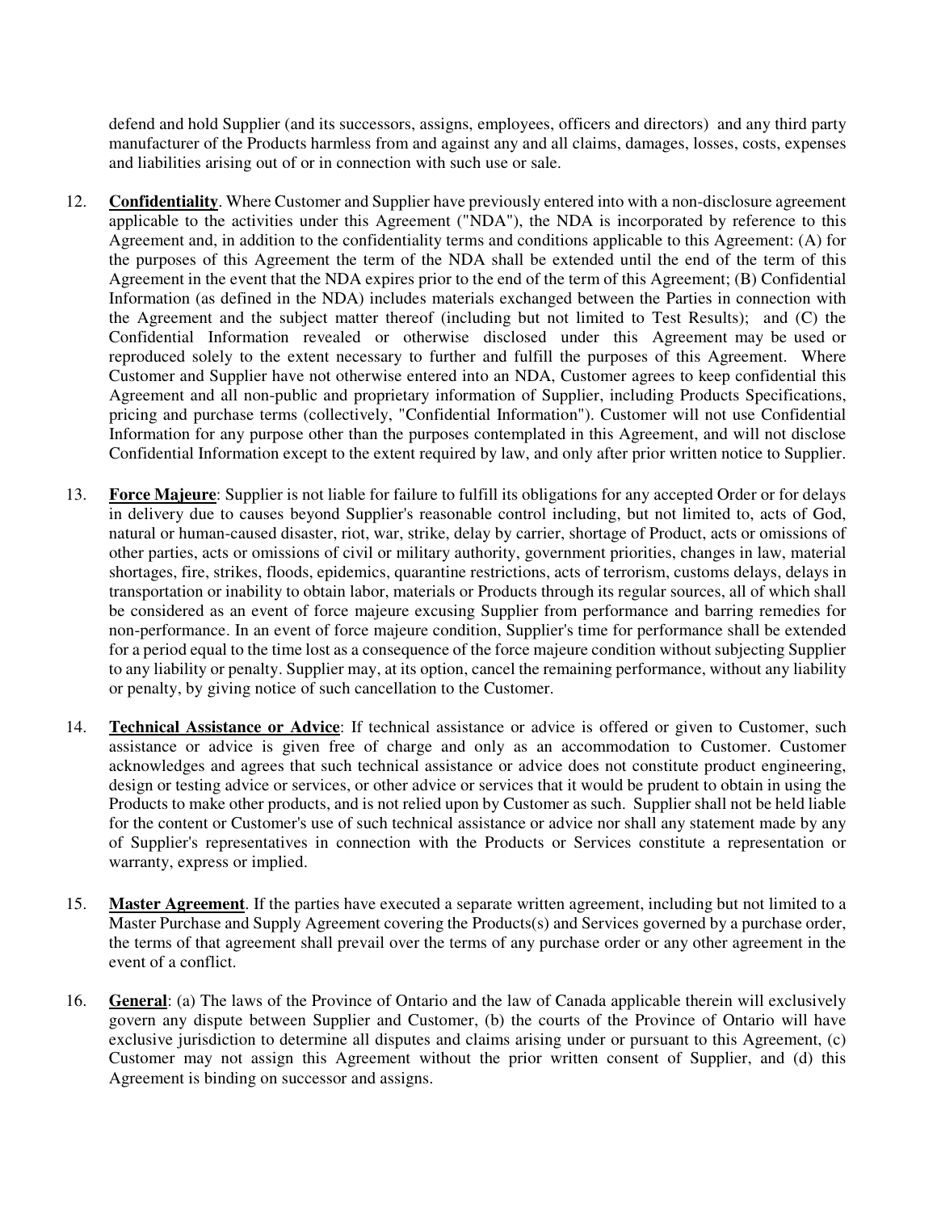defend and hold Supplier (and its successors, assigns, employees, officers and directors) and any third party manufacturer of the Products harmless from and against any and all claims, damages, losses, costs, expenses and liabilities arising out of or in connection with such use or sale.

12. **Confidentiality**. Where Customer and Supplier have previously entered into with a non-disclosure agreement applicable to the activities under this Agreement ("NDA"), the NDA is incorporated by reference to this Agreement and, in addition to the confidentiality terms and conditions applicable to this Agreement: (A) for the purposes of this Agreement the term of the NDA shall be extended until the end of the term of this Agreement in the event that the NDA expires prior to the end of the term of this Agreement; (B) Confidential Information (as defined in the NDA) includes materials exchanged between the Parties in connection with the Agreement and the subject matter thereof (including but not limited to Test Results); and (C) the Confidential Information revealed or otherwise disclosed under this Agreement may be used or reproduced solely to the extent necessary to further and fulfill the purposes of this Agreement. Where Customer and Supplier have not otherwise entered into an NDA, Customer agrees to keep confidential this Agreement and all non-public and proprietary information of Supplier, including Products Specifications, pricing and purchase terms (collectively, "Confidential Information"). Customer will not use Confidential Information for any purpose other than the purposes contemplated in this Agreement, and will not disclose Confidential Information except to the extent required by law, and only after prior written notice to Supplier.

13. **Force Majeure**: Supplier is not liable for failure to fulfill its obligations for any accepted Order or for delays in delivery due to causes beyond Supplier's reasonable control including, but not limited to, acts of God, natural or human-caused disaster, riot, war, strike, delay by carrier, shortage of Product, acts or omissions of other parties, acts or omissions of civil or military authority, government priorities, changes in law, material shortages, fire, strikes, floods, epidemics, quarantine restrictions, acts of terrorism, customs delays, delays in transportation or inability to obtain labor, materials or Products through its regular sources, all of which shall be considered as an event of force majeure excusing Supplier from performance and barring remedies for non-performance. In an event of force majeure condition, Supplier's time for performance shall be extended for a period equal to the time lost as a consequence of the force majeure condition without subjecting Supplier to any liability or penalty. Supplier may, at its option, cancel the remaining performance, without any liability or penalty, by giving notice of such cancellation to the Customer.

14. **Technical Assistance or Advice**: If technical assistance or advice is offered or given to Customer, such assistance or advice is given free of charge and only as an accommodation to Customer. Customer acknowledges and agrees that such technical assistance or advice does not constitute product engineering, design or testing advice or services, or other advice or services that it would be prudent to obtain in using the Products to make other products, and is not relied upon by Customer as such. Supplier shall not be held liable for the content or Customer's use of such technical assistance or advice nor shall any statement made by any of Supplier's representatives in connection with the Products or Services constitute a representation or warranty, express or implied.

15. **Master Agreement**. If the parties have executed a separate written agreement, including but not limited to a Master Purchase and Supply Agreement covering the Products(s) and Services governed by a purchase order, the terms of that agreement shall prevail over the terms of any purchase order or any other agreement in the event of a conflict.

16. **General**: (a) The laws of the Province of Ontario and the law of Canada applicable therein will exclusively govern any dispute between Supplier and Customer, (b) the courts of the Province of Ontario will have exclusive jurisdiction to determine all disputes and claims arising under or pursuant to this Agreement, (c) Customer may not assign this Agreement without the prior written consent of Supplier, and (d) this Agreement is binding on successor and assigns.